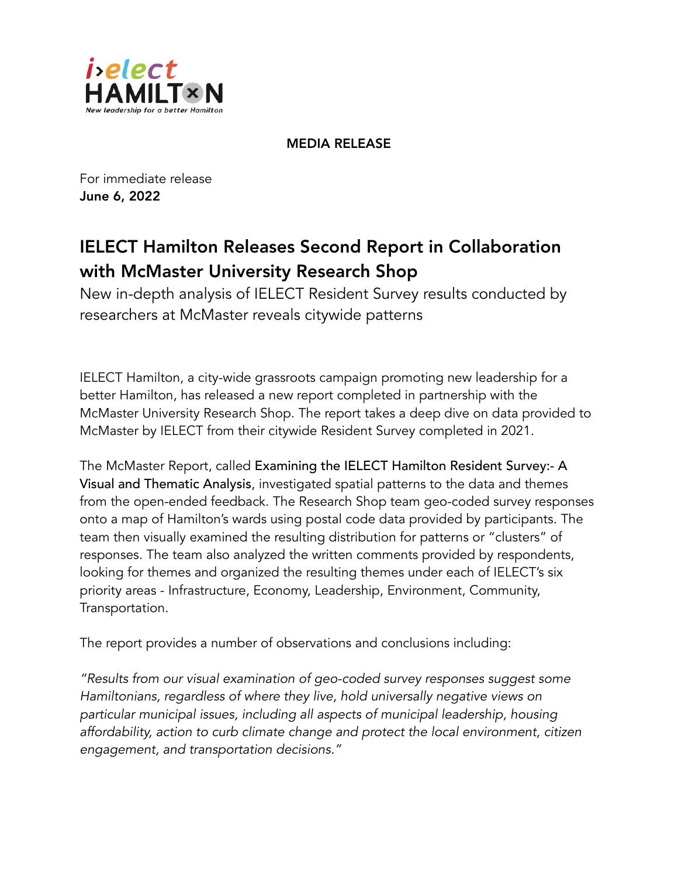i›elect HAMILTON
New leadership for a better Hamilton

**MEDIA RELEASE**

For immediate release
**June 6, 2022**

# IELECT Hamilton Releases Second Report in Collaboration with McMaster University Research Shop

New in-depth analysis of IELECT Resident Survey results conducted by researchers at McMaster reveals citywide patterns

IELECT Hamilton, a city-wide grassroots campaign promoting new leadership for a better Hamilton, has released a new report completed in partnership with the McMaster University Research Shop. The report takes a deep dive on data provided to McMaster by IELECT from their citywide Resident Survey completed in 2021.

The McMaster Report, called **Examining the IELECT Hamilton Resident Survey:- A Visual and Thematic Analysis**, investigated spatial patterns to the data and themes from the open-ended feedback. The Research Shop team geo-coded survey responses onto a map of Hamilton's wards using postal code data provided by participants. The team then visually examined the resulting distribution for patterns or "clusters" of responses. The team also analyzed the written comments provided by respondents, looking for themes and organized the resulting themes under each of IELECT's six priority areas - Infrastructure, Economy, Leadership, Environment, Community, Transportation.

The report provides a number of observations and conclusions including:

*"Results from our visual examination of geo-coded survey responses suggest some Hamiltonians, regardless of where they live, hold universally negative views on particular municipal issues, including all aspects of municipal leadership, housing affordability, action to curb climate change and protect the local environment, citizen engagement, and transportation decisions."*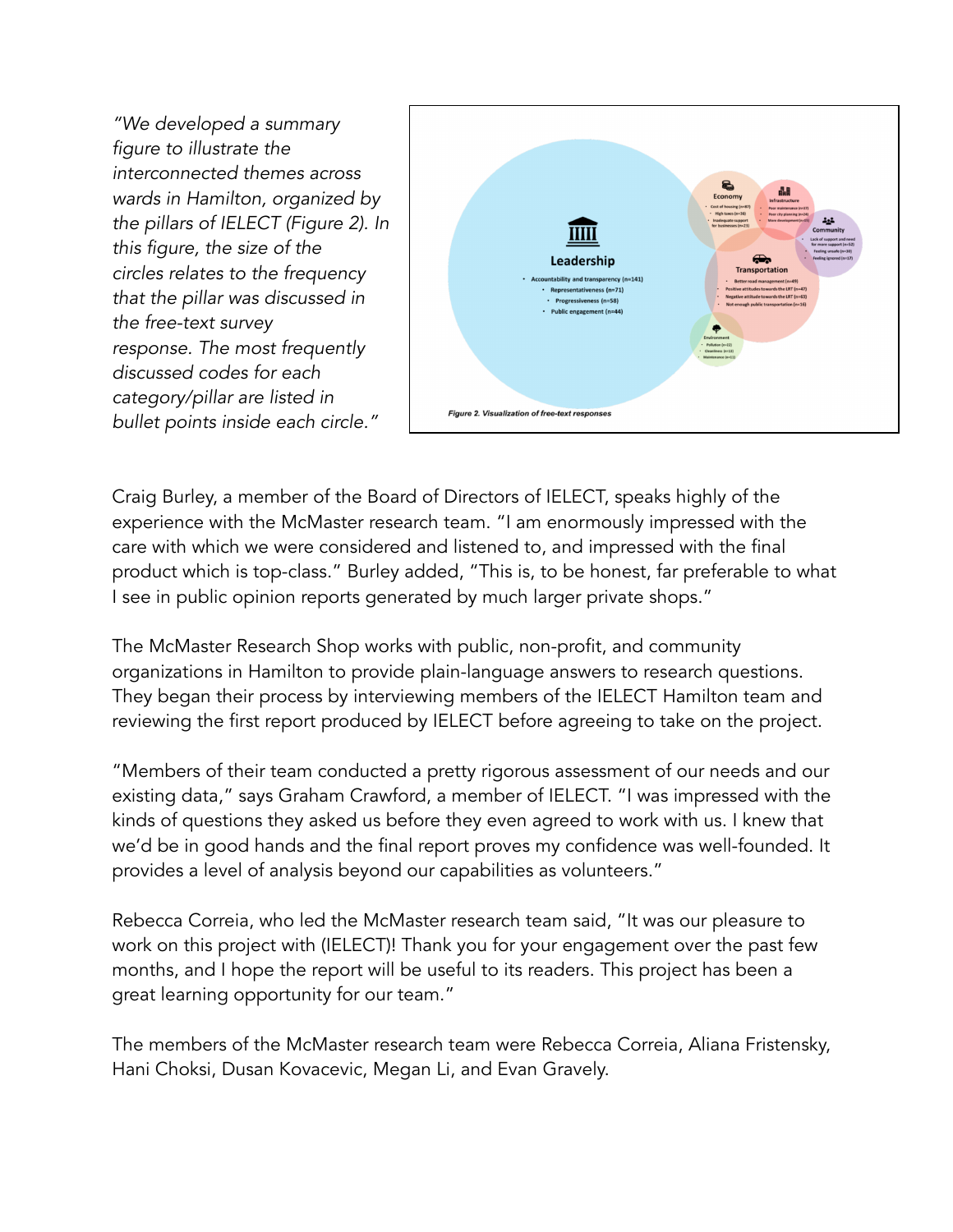*"We developed a summary figure to illustrate the interconnected themes across wards in Hamilton, organized by the pillars of IELECT (Figure 2). In this figure, the size of the circles relates to the frequency that the pillar was discussed in the free-text survey response. The most frequently discussed codes for each category/pillar are listed in bullet points inside each circle."*

**Leadership**
- Accountability and transparency (n=141)
- Representativeness (n=71)
- Progressiveness (n=58)
- Public engagement (n=44)

**Economy**
- Cost of housing (n=87)
- High taxes (n=38)
- Inadequate support for businesses (n=23)

**Infrastructure**
- Poor maintenance (n=37)
- Poor city planning (n=24)
- More development (n=15)

**Community**
- Lack of support and need for more support (n=52)
- Feeling unsafe (n=38)
- Feeling ignored (n=17)

**Transportation**
- Better road management (n=49)
- Positive attitudes towards the LRT (n=47)
- Negative attitude towards the LRT (n=63)
- Not enough public transportation (n=16)

**Environment**
- Pollution (n=22)
- Cleanliness (n=13)
- Maintenance (n=11)

*Figure 2. Visualization of free-text responses*

Craig Burley, a member of the Board of Directors of IELECT, speaks highly of the experience with the McMaster research team. "I am enormously impressed with the care with which we were considered and listened to, and impressed with the final product which is top-class." Burley added, "This is, to be honest, far preferable to what I see in public opinion reports generated by much larger private shops."

The McMaster Research Shop works with public, non-profit, and community organizations in Hamilton to provide plain-language answers to research questions. They began their process by interviewing members of the IELECT Hamilton team and reviewing the first report produced by IELECT before agreeing to take on the project.

"Members of their team conducted a pretty rigorous assessment of our needs and our existing data," says Graham Crawford, a member of IELECT. "I was impressed with the kinds of questions they asked us before they even agreed to work with us. I knew that we'd be in good hands and the final report proves my confidence was well-founded. It provides a level of analysis beyond our capabilities as volunteers."

Rebecca Correia, who led the McMaster research team said, "It was our pleasure to work on this project with (IELECT)! Thank you for your engagement over the past few months, and I hope the report will be useful to its readers. This project has been a great learning opportunity for our team."

The members of the McMaster research team were Rebecca Correia, Aliana Fristensky, Hani Choksi, Dusan Kovacevic, Megan Li, and Evan Gravely.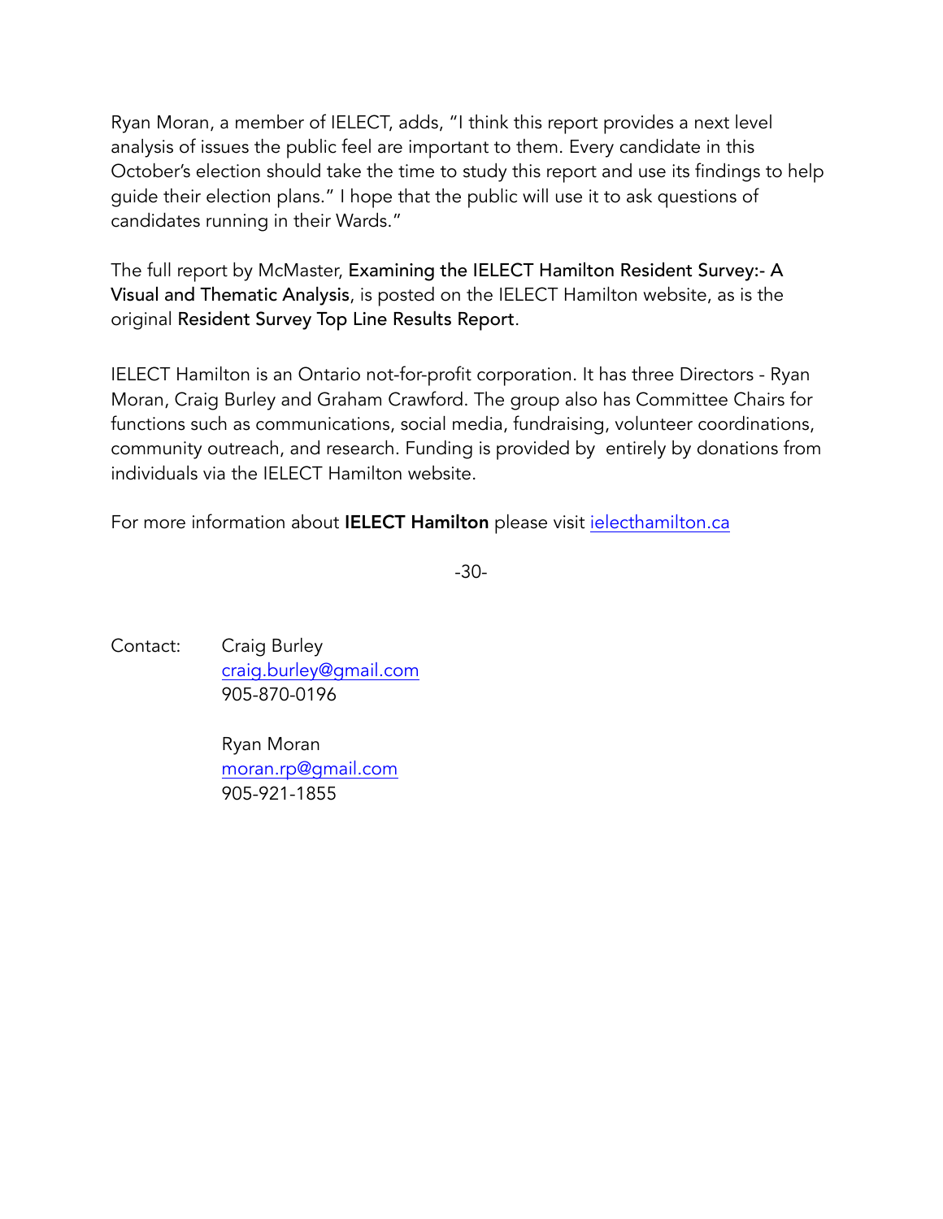Ryan Moran, a member of IELECT, adds, "I think this report provides a next level analysis of issues the public feel are important to them. Every candidate in this October's election should take the time to study this report and use its findings to help guide their election plans." I hope that the public will use it to ask questions of candidates running in their Wards."

The full report by McMaster, **Examining the IELECT Hamilton Resident Survey:- A Visual and Thematic Analysis**, is posted on the IELECT Hamilton website, as is the original **Resident Survey Top Line Results Report**.

IELECT Hamilton is an Ontario not-for-profit corporation. It has three Directors - Ryan Moran, Craig Burley and Graham Crawford. The group also has Committee Chairs for functions such as communications, social media, fundraising, volunteer coordinations, community outreach, and research. Funding is provided by entirely by donations from individuals via the IELECT Hamilton website.

For more information about **IELECT Hamilton** please visit [ielecthamilton.ca](http://ielecthamilton.ca)

-30-

Contact: Craig Burley
craig.burley@gmail.com
905-870-0196

Ryan Moran
moran.rp@gmail.com
905-921-1855